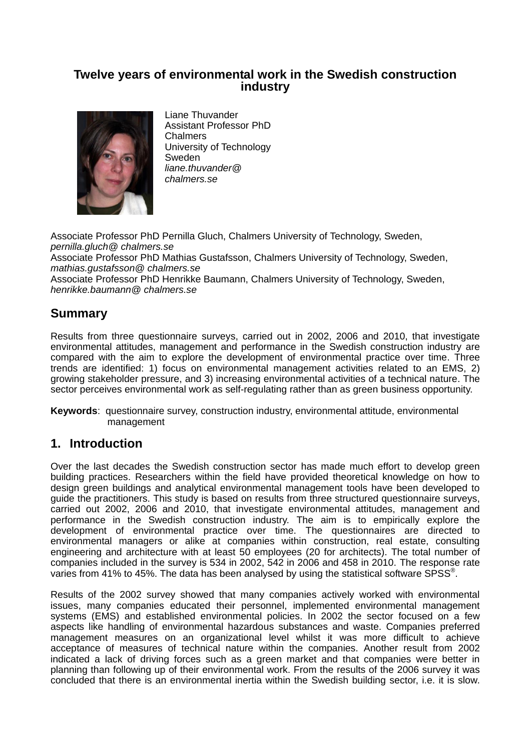# Twelve years of environmental work in the Swedish construction industry

Liane Thuvander
Assistant Professor PhD
Chalmers
University of Technology
Sweden
*liane.thuvander@ chalmers.se*

Associate Professor PhD Pernilla Gluch, Chalmers University of Technology, Sweden, *pernilla.gluch@ chalmers.se*
Associate Professor PhD Mathias Gustafsson, Chalmers University of Technology, Sweden, *mathias.gustafsson@ chalmers.se*
Associate Professor PhD Henrikke Baumann, Chalmers University of Technology, Sweden, *henrikke.baumann@ chalmers.se*

## Summary

Results from three questionnaire surveys, carried out in 2002, 2006 and 2010, that investigate environmental attitudes, management and performance in the Swedish construction industry are compared with the aim to explore the development of environmental practice over time. Three trends are identified: 1) focus on environmental management activities related to an EMS, 2) growing stakeholder pressure, and 3) increasing environmental activities of a technical nature. The sector perceives environmental work as self-regulating rather than as green business opportunity.

**Keywords**: questionnaire survey, construction industry, environmental attitude, environmental management

## 1. Introduction

Over the last decades the Swedish construction sector has made much effort to develop green building practices. Researchers within the field have provided theoretical knowledge on how to design green buildings and analytical environmental management tools have been developed to guide the practitioners. This study is based on results from three structured questionnaire surveys, carried out 2002, 2006 and 2010, that investigate environmental attitudes, management and performance in the Swedish construction industry. The aim is to empirically explore the development of environmental practice over time. The questionnaires are directed to environmental managers or alike at companies within construction, real estate, consulting engineering and architecture with at least 50 employees (20 for architects). The total number of companies included in the survey is 534 in 2002, 542 in 2006 and 458 in 2010. The response rate varies from 41% to 45%. The data has been analysed by using the statistical software SPSS®.

Results of the 2002 survey showed that many companies actively worked with environmental issues, many companies educated their personnel, implemented environmental management systems (EMS) and established environmental policies. In 2002 the sector focused on a few aspects like handling of environmental hazardous substances and waste. Companies preferred management measures on an organizational level whilst it was more difficult to achieve acceptance of measures of technical nature within the companies. Another result from 2002 indicated a lack of driving forces such as a green market and that companies were better in planning than following up of their environmental work. From the results of the 2006 survey it was concluded that there is an environmental inertia within the Swedish building sector, i.e. it is slow.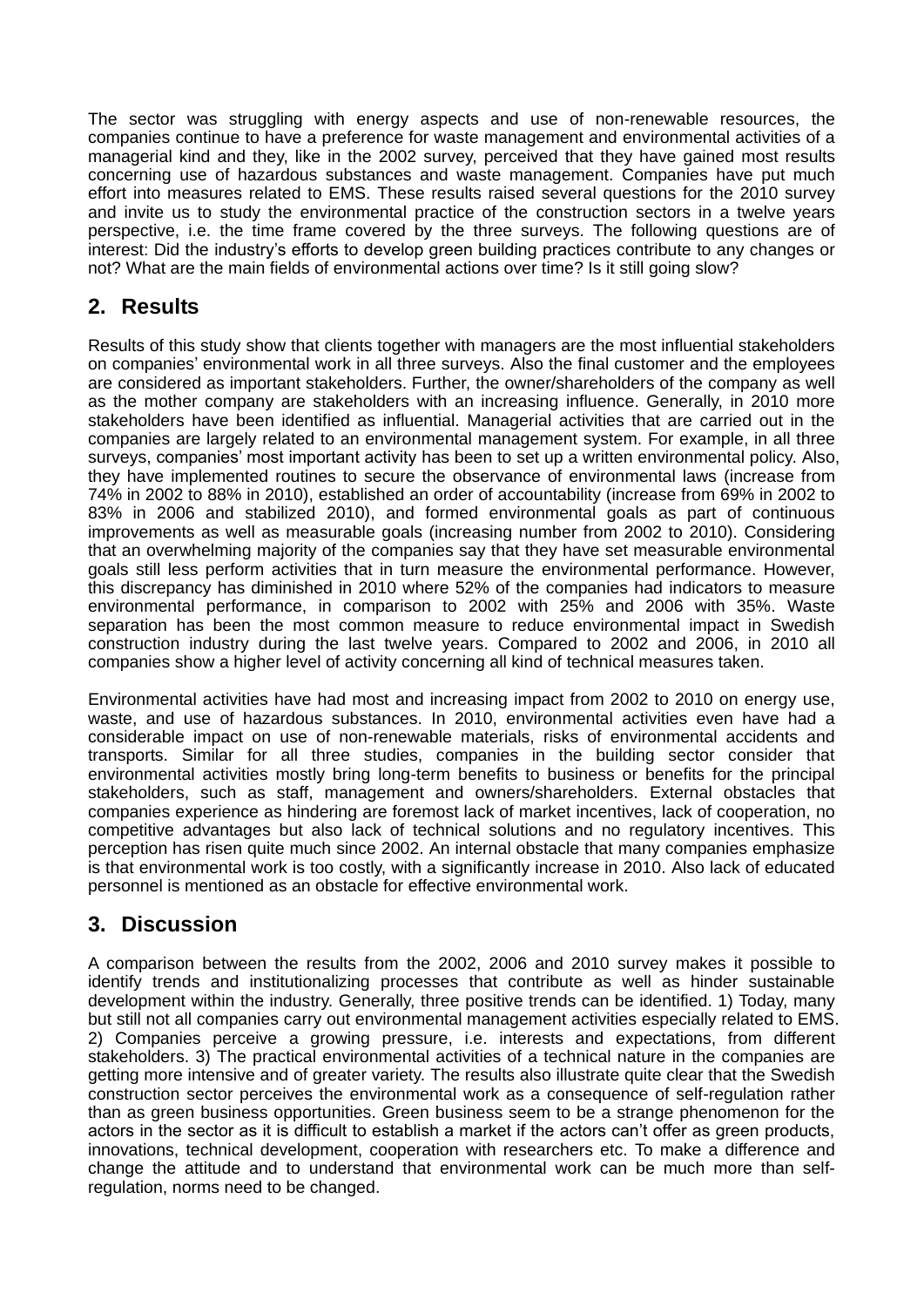The sector was struggling with energy aspects and use of non-renewable resources, the companies continue to have a preference for waste management and environmental activities of a managerial kind and they, like in the 2002 survey, perceived that they have gained most results concerning use of hazardous substances and waste management. Companies have put much effort into measures related to EMS. These results raised several questions for the 2010 survey and invite us to study the environmental practice of the construction sectors in a twelve years perspective, i.e. the time frame covered by the three surveys. The following questions are of interest: Did the industry's efforts to develop green building practices contribute to any changes or not? What are the main fields of environmental actions over time? Is it still going slow?

## 2. Results

Results of this study show that clients together with managers are the most influential stakeholders on companies' environmental work in all three surveys. Also the final customer and the employees are considered as important stakeholders. Further, the owner/shareholders of the company as well as the mother company are stakeholders with an increasing influence. Generally, in 2010 more stakeholders have been identified as influential. Managerial activities that are carried out in the companies are largely related to an environmental management system. For example, in all three surveys, companies' most important activity has been to set up a written environmental policy. Also, they have implemented routines to secure the observance of environmental laws (increase from 74% in 2002 to 88% in 2010), established an order of accountability (increase from 69% in 2002 to 83% in 2006 and stabilized 2010), and formed environmental goals as part of continuous improvements as well as measurable goals (increasing number from 2002 to 2010). Considering that an overwhelming majority of the companies say that they have set measurable environmental goals still less perform activities that in turn measure the environmental performance. However, this discrepancy has diminished in 2010 where 52% of the companies had indicators to measure environmental performance, in comparison to 2002 with 25% and 2006 with 35%. Waste separation has been the most common measure to reduce environmental impact in Swedish construction industry during the last twelve years. Compared to 2002 and 2006, in 2010 all companies show a higher level of activity concerning all kind of technical measures taken.

Environmental activities have had most and increasing impact from 2002 to 2010 on energy use, waste, and use of hazardous substances. In 2010, environmental activities even have had a considerable impact on use of non-renewable materials, risks of environmental accidents and transports. Similar for all three studies, companies in the building sector consider that environmental activities mostly bring long-term benefits to business or benefits for the principal stakeholders, such as staff, management and owners/shareholders. External obstacles that companies experience as hindering are foremost lack of market incentives, lack of cooperation, no competitive advantages but also lack of technical solutions and no regulatory incentives. This perception has risen quite much since 2002. An internal obstacle that many companies emphasize is that environmental work is too costly, with a significantly increase in 2010. Also lack of educated personnel is mentioned as an obstacle for effective environmental work.

## 3. Discussion

A comparison between the results from the 2002, 2006 and 2010 survey makes it possible to identify trends and institutionalizing processes that contribute as well as hinder sustainable development within the industry. Generally, three positive trends can be identified. 1) Today, many but still not all companies carry out environmental management activities especially related to EMS. 2) Companies perceive a growing pressure, i.e. interests and expectations, from different stakeholders. 3) The practical environmental activities of a technical nature in the companies are getting more intensive and of greater variety. The results also illustrate quite clear that the Swedish construction sector perceives the environmental work as a consequence of self-regulation rather than as green business opportunities. Green business seem to be a strange phenomenon for the actors in the sector as it is difficult to establish a market if the actors can't offer as green products, innovations, technical development, cooperation with researchers etc. To make a difference and change the attitude and to understand that environmental work can be much more than self-regulation, norms need to be changed.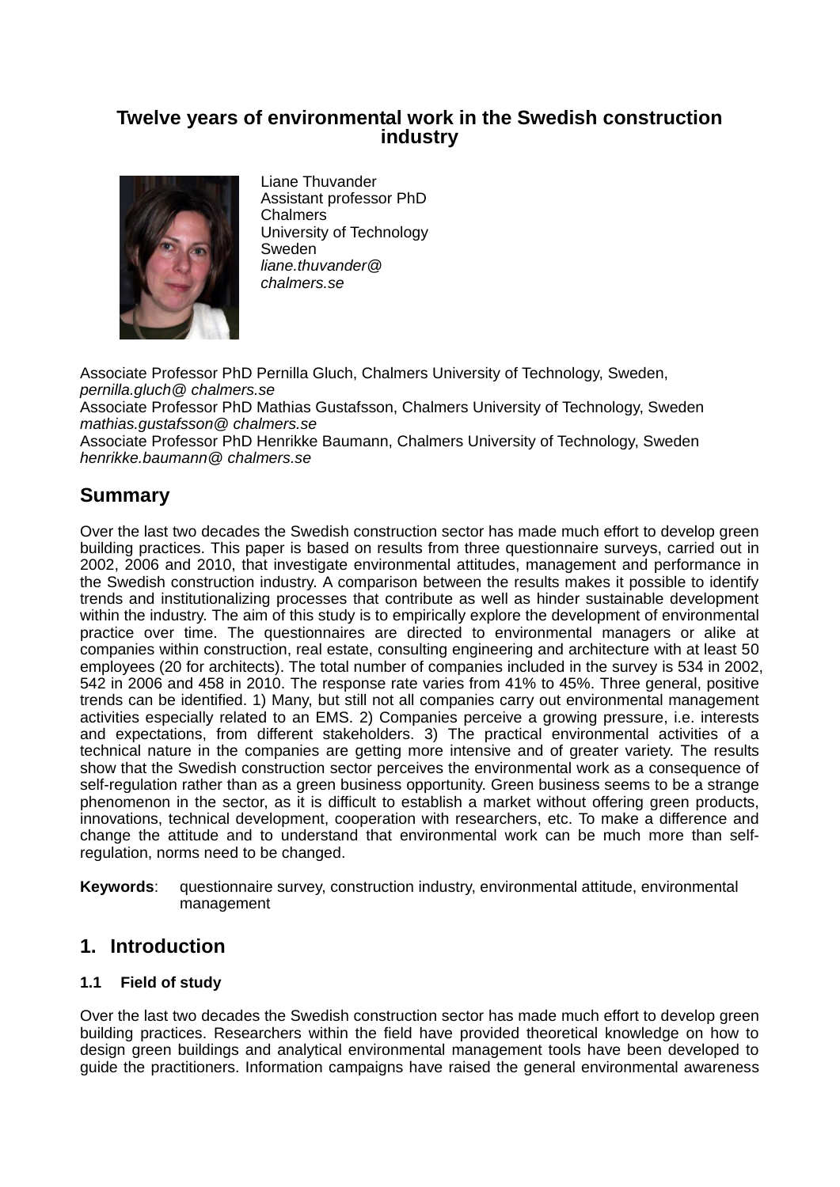# Twelve years of environmental work in the Swedish construction industry

Liane Thuvander
Assistant professor PhD
Chalmers
University of Technology
Sweden
*liane.thuvander@chalmers.se*

Associate Professor PhD Pernilla Gluch, Chalmers University of Technology, Sweden, *pernilla.gluch@ chalmers.se*
Associate Professor PhD Mathias Gustafsson, Chalmers University of Technology, Sweden *mathias.gustafsson@ chalmers.se*
Associate Professor PhD Henrikke Baumann, Chalmers University of Technology, Sweden *henrikke.baumann@ chalmers.se*

## Summary

Over the last two decades the Swedish construction sector has made much effort to develop green building practices. This paper is based on results from three questionnaire surveys, carried out in 2002, 2006 and 2010, that investigate environmental attitudes, management and performance in the Swedish construction industry. A comparison between the results makes it possible to identify trends and institutionalizing processes that contribute as well as hinder sustainable development within the industry. The aim of this study is to empirically explore the development of environmental practice over time. The questionnaires are directed to environmental managers or alike at companies within construction, real estate, consulting engineering and architecture with at least 50 employees (20 for architects). The total number of companies included in the survey is 534 in 2002, 542 in 2006 and 458 in 2010. The response rate varies from 41% to 45%. Three general, positive trends can be identified. 1) Many, but still not all companies carry out environmental management activities especially related to an EMS. 2) Companies perceive a growing pressure, i.e. interests and expectations, from different stakeholders. 3) The practical environmental activities of a technical nature in the companies are getting more intensive and of greater variety. The results show that the Swedish construction sector perceives the environmental work as a consequence of self-regulation rather than as a green business opportunity. Green business seems to be a strange phenomenon in the sector, as it is difficult to establish a market without offering green products, innovations, technical development, cooperation with researchers, etc. To make a difference and change the attitude and to understand that environmental work can be much more than self-regulation, norms need to be changed.

**Keywords**: questionnaire survey, construction industry, environmental attitude, environmental management

## 1. Introduction

### 1.1 Field of study

Over the last two decades the Swedish construction sector has made much effort to develop green building practices. Researchers within the field have provided theoretical knowledge on how to design green buildings and analytical environmental management tools have been developed to guide the practitioners. Information campaigns have raised the general environmental awareness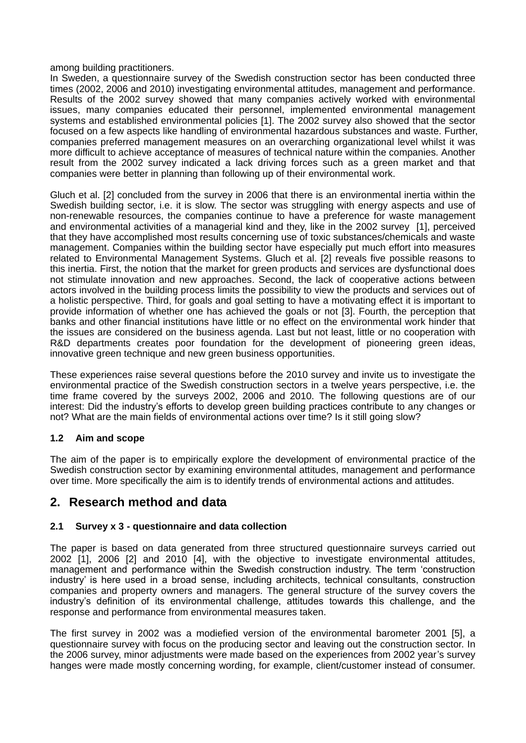among building practitioners.

In Sweden, a questionnaire survey of the Swedish construction sector has been conducted three times (2002, 2006 and 2010) investigating environmental attitudes, management and performance. Results of the 2002 survey showed that many companies actively worked with environmental issues, many companies educated their personnel, implemented environmental management systems and established environmental policies [1]. The 2002 survey also showed that the sector focused on a few aspects like handling of environmental hazardous substances and waste. Further, companies preferred management measures on an overarching organizational level whilst it was more difficult to achieve acceptance of measures of technical nature within the companies. Another result from the 2002 survey indicated a lack driving forces such as a green market and that companies were better in planning than following up of their environmental work.

Gluch et al. [2] concluded from the survey in 2006 that there is an environmental inertia within the Swedish building sector, i.e. it is slow. The sector was struggling with energy aspects and use of non-renewable resources, the companies continue to have a preference for waste management and environmental activities of a managerial kind and they, like in the 2002 survey [1], perceived that they have accomplished most results concerning use of toxic substances/chemicals and waste management. Companies within the building sector have especially put much effort into measures related to Environmental Management Systems. Gluch et al. [2] reveals five possible reasons to this inertia. First, the notion that the market for green products and services are dysfunctional does not stimulate innovation and new approaches. Second, the lack of cooperative actions between actors involved in the building process limits the possibility to view the products and services out of a holistic perspective. Third, for goals and goal setting to have a motivating effect it is important to provide information of whether one has achieved the goals or not [3]. Fourth, the perception that banks and other financial institutions have little or no effect on the environmental work hinder that the issues are considered on the business agenda. Last but not least, little or no cooperation with R&D departments creates poor foundation for the development of pioneering green ideas, innovative green technique and new green business opportunities.

These experiences raise several questions before the 2010 survey and invite us to investigate the environmental practice of the Swedish construction sectors in a twelve years perspective, i.e. the time frame covered by the surveys 2002, 2006 and 2010. The following questions are of our interest: Did the industry's efforts to develop green building practices contribute to any changes or not? What are the main fields of environmental actions over time? Is it still going slow?

### 1.2 Aim and scope

The aim of the paper is to empirically explore the development of environmental practice of the Swedish construction sector by examining environmental attitudes, management and performance over time. More specifically the aim is to identify trends of environmental actions and attitudes.

## 2. Research method and data

### 2.1 Survey x 3 - questionnaire and data collection

The paper is based on data generated from three structured questionnaire surveys carried out 2002 [1], 2006 [2] and 2010 [4], with the objective to investigate environmental attitudes, management and performance within the Swedish construction industry. The term 'construction industry' is here used in a broad sense, including architects, technical consultants, construction companies and property owners and managers. The general structure of the survey covers the industry's definition of its environmental challenge, attitudes towards this challenge, and the response and performance from environmental measures taken.

The first survey in 2002 was a modiefied version of the environmental barometer 2001 [5], a questionnaire survey with focus on the producing sector and leaving out the construction sector. In the 2006 survey, minor adjustments were made based on the experiences from 2002 year's survey hanges were made mostly concerning wording, for example, client/customer instead of consumer.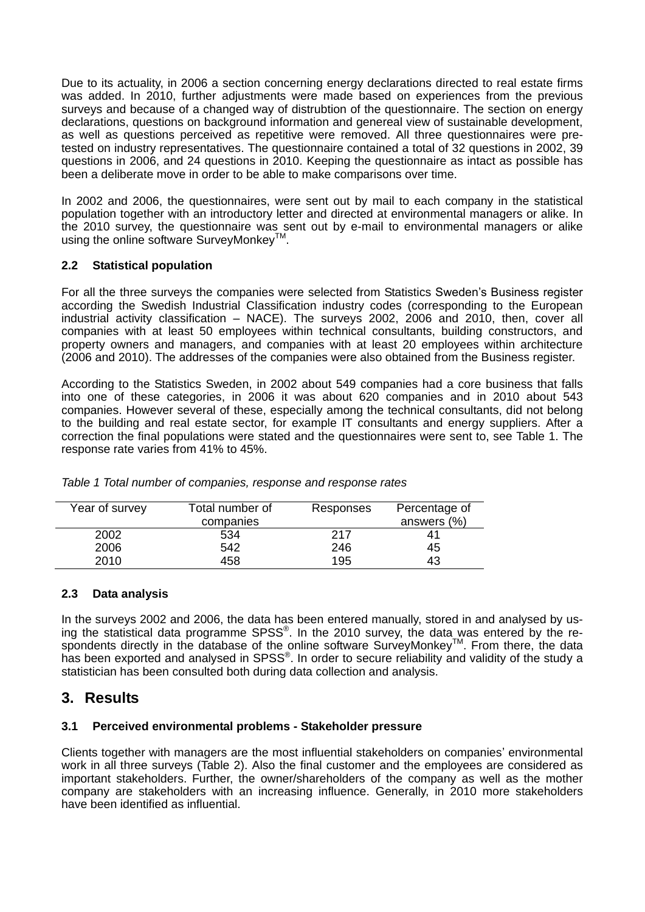Due to its actuality, in 2006 a section concerning energy declarations directed to real estate firms was added. In 2010, further adjustments were made based on experiences from the previous surveys and because of a changed way of distrubtion of the questionnaire. The section on energy declarations, questions on background information and genereal view of sustainable development, as well as questions perceived as repetitive were removed. All three questionnaires were pre-tested on industry representatives. The questionnaire contained a total of 32 questions in 2002, 39 questions in 2006, and 24 questions in 2010. Keeping the questionnaire as intact as possible has been a deliberate move in order to be able to make comparisons over time.

In 2002 and 2006, the questionnaires, were sent out by mail to each company in the statistical population together with an introductory letter and directed at environmental managers or alike. In the 2010 survey, the questionnaire was sent out by e-mail to environmental managers or alike using the online software SurveyMonkey™.

### 2.2 Statistical population

For all the three surveys the companies were selected from Statistics Sweden's Business register according the Swedish Industrial Classification industry codes (corresponding to the European industrial activity classification – NACE). The surveys 2002, 2006 and 2010, then, cover all companies with at least 50 employees within technical consultants, building constructors, and property owners and managers, and companies with at least 20 employees within architecture (2006 and 2010). The addresses of the companies were also obtained from the Business register.

According to the Statistics Sweden, in 2002 about 549 companies had a core business that falls into one of these categories, in 2006 it was about 620 companies and in 2010 about 543 companies. However several of these, especially among the technical consultants, did not belong to the building and real estate sector, for example IT consultants and energy suppliers. After a correction the final populations were stated and the questionnaires were sent to, see Table 1. The response rate varies from 41% to 45%.

*Table 1 Total number of companies, response and response rates*

| Year of survey | Total number of companies | Responses | Percentage of answers (%) |
|---|---|---|---|
| 2002 | 534 | 217 | 41 |
| 2006 | 542 | 246 | 45 |
| 2010 | 458 | 195 | 43 |

### 2.3 Data analysis

In the surveys 2002 and 2006, the data has been entered manually, stored in and analysed by using the statistical data programme SPSS®. In the 2010 survey, the data was entered by the respondents directly in the database of the online software SurveyMonkey™. From there, the data has been exported and analysed in SPSS®. In order to secure reliability and validity of the study a statistician has been consulted both during data collection and analysis.

## 3. Results

### 3.1 Perceived environmental problems - Stakeholder pressure

Clients together with managers are the most influential stakeholders on companies' environmental work in all three surveys (Table 2). Also the final customer and the employees are considered as important stakeholders. Further, the owner/shareholders of the company as well as the mother company are stakeholders with an increasing influence. Generally, in 2010 more stakeholders have been identified as influential.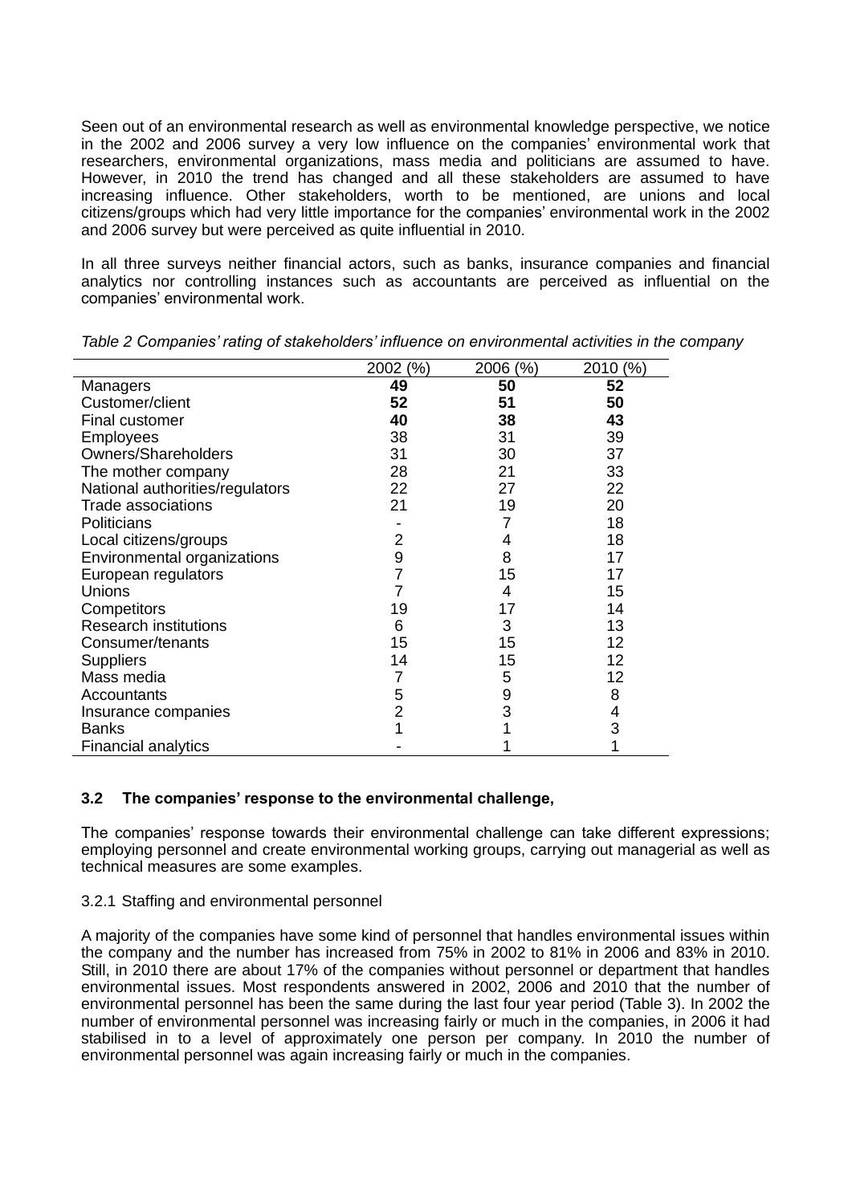Seen out of an environmental research as well as environmental knowledge perspective, we notice in the 2002 and 2006 survey a very low influence on the companies' environmental work that researchers, environmental organizations, mass media and politicians are assumed to have. However, in 2010 the trend has changed and all these stakeholders are assumed to have increasing influence. Other stakeholders, worth to be mentioned, are unions and local citizens/groups which had very little importance for the companies' environmental work in the 2002 and 2006 survey but were perceived as quite influential in 2010.

In all three surveys neither financial actors, such as banks, insurance companies and financial analytics nor controlling instances such as accountants are perceived as influential on the companies' environmental work.

*Table 2 Companies' rating of stakeholders' influence on environmental activities in the company*

| | 2002 (%) | 2006 (%) | 2010 (%) |
|---|---|---|---|
| Managers | **49** | **50** | **52** |
| Customer/client | **52** | **51** | **50** |
| Final customer | **40** | **38** | **43** |
| Employees | 38 | 31 | 39 |
| Owners/Shareholders | 31 | 30 | 37 |
| The mother company | 28 | 21 | 33 |
| National authorities/regulators | 22 | 27 | 22 |
| Trade associations | 21 | 19 | 20 |
| Politicians | - | 7 | 18 |
| Local citizens/groups | 2 | 4 | 18 |
| Environmental organizations | 9 | 8 | 17 |
| European regulators | 7 | 15 | 17 |
| Unions | 7 | 4 | 15 |
| Competitors | 19 | 17 | 14 |
| Research institutions | 6 | 3 | 13 |
| Consumer/tenants | 15 | 15 | 12 |
| Suppliers | 14 | 15 | 12 |
| Mass media | 7 | 5 | 12 |
| Accountants | 5 | 9 | 8 |
| Insurance companies | 2 | 3 | 4 |
| Banks | 1 | 1 | 3 |
| Financial analytics | - | 1 | 1 |

### 3.2 The companies' response to the environmental challenge,

The companies' response towards their environmental challenge can take different expressions; employing personnel and create environmental working groups, carrying out managerial as well as technical measures are some examples.

#### 3.2.1 Staffing and environmental personnel

A majority of the companies have some kind of personnel that handles environmental issues within the company and the number has increased from 75% in 2002 to 81% in 2006 and 83% in 2010. Still, in 2010 there are about 17% of the companies without personnel or department that handles environmental issues. Most respondents answered in 2002, 2006 and 2010 that the number of environmental personnel has been the same during the last four year period (Table 3). In 2002 the number of environmental personnel was increasing fairly or much in the companies, in 2006 it had stabilised in to a level of approximately one person per company. In 2010 the number of environmental personnel was again increasing fairly or much in the companies.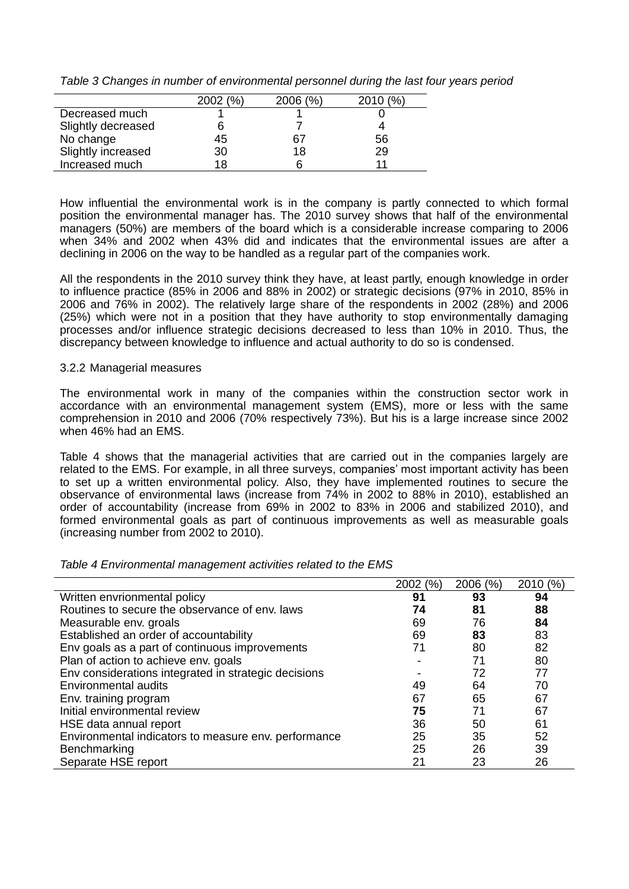*Table 3 Changes in number of environmental personnel during the last four years period*

| | 2002 (%) | 2006 (%) | 2010 (%) |
|---|---|---|---|
| Decreased much | 1 | 1 | 0 |
| Slightly decreased | 6 | 7 | 4 |
| No change | 45 | 67 | 56 |
| Slightly increased | 30 | 18 | 29 |
| Increased much | 18 | 6 | 11 |

How influential the environmental work is in the company is partly connected to which formal position the environmental manager has. The 2010 survey shows that half of the environmental managers (50%) are members of the board which is a considerable increase comparing to 2006 when 34% and 2002 when 43% did and indicates that the environmental issues are after a declining in 2006 on the way to be handled as a regular part of the companies work.

All the respondents in the 2010 survey think they have, at least partly, enough knowledge in order to influence practice (85% in 2006 and 88% in 2002) or strategic decisions (97% in 2010, 85% in 2006 and 76% in 2002). The relatively large share of the respondents in 2002 (28%) and 2006 (25%) which were not in a position that they have authority to stop environmentally damaging processes and/or influence strategic decisions decreased to less than 10% in 2010. Thus, the discrepancy between knowledge to influence and actual authority to do so is condensed.

### 3.2.2 Managerial measures

The environmental work in many of the companies within the construction sector work in accordance with an environmental management system (EMS), more or less with the same comprehension in 2010 and 2006 (70% respectively 73%). But his is a large increase since 2002 when 46% had an EMS.

Table 4 shows that the managerial activities that are carried out in the companies largely are related to the EMS. For example, in all three surveys, companies' most important activity has been to set up a written environmental policy. Also, they have implemented routines to secure the observance of environmental laws (increase from 74% in 2002 to 88% in 2010), established an order of accountability (increase from 69% in 2002 to 83% in 2006 and stabilized 2010), and formed environmental goals as part of continuous improvements as well as measurable goals (increasing number from 2002 to 2010).

*Table 4 Environmental management activities related to the EMS*

| | 2002 (%) | 2006 (%) | 2010 (%) |
|---|---|---|---|
| Written envrionmental policy | **91** | **93** | **94** |
| Routines to secure the observance of env. laws | **74** | **81** | **88** |
| Measurable env. groals | 69 | 76 | **84** |
| Established an order of accountability | 69 | **83** | 83 |
| Env goals as a part of continuous improvements | 71 | 80 | 82 |
| Plan of action to achieve env. goals | - | 71 | 80 |
| Env considerations integrated in strategic decisions | - | 72 | 77 |
| Environmental audits | 49 | 64 | 70 |
| Env. training program | 67 | 65 | 67 |
| Initial environmental review | **75** | 71 | 67 |
| HSE data annual report | 36 | 50 | 61 |
| Environmental indicators to measure env. performance | 25 | 35 | 52 |
| Benchmarking | 25 | 26 | 39 |
| Separate HSE report | 21 | 23 | 26 |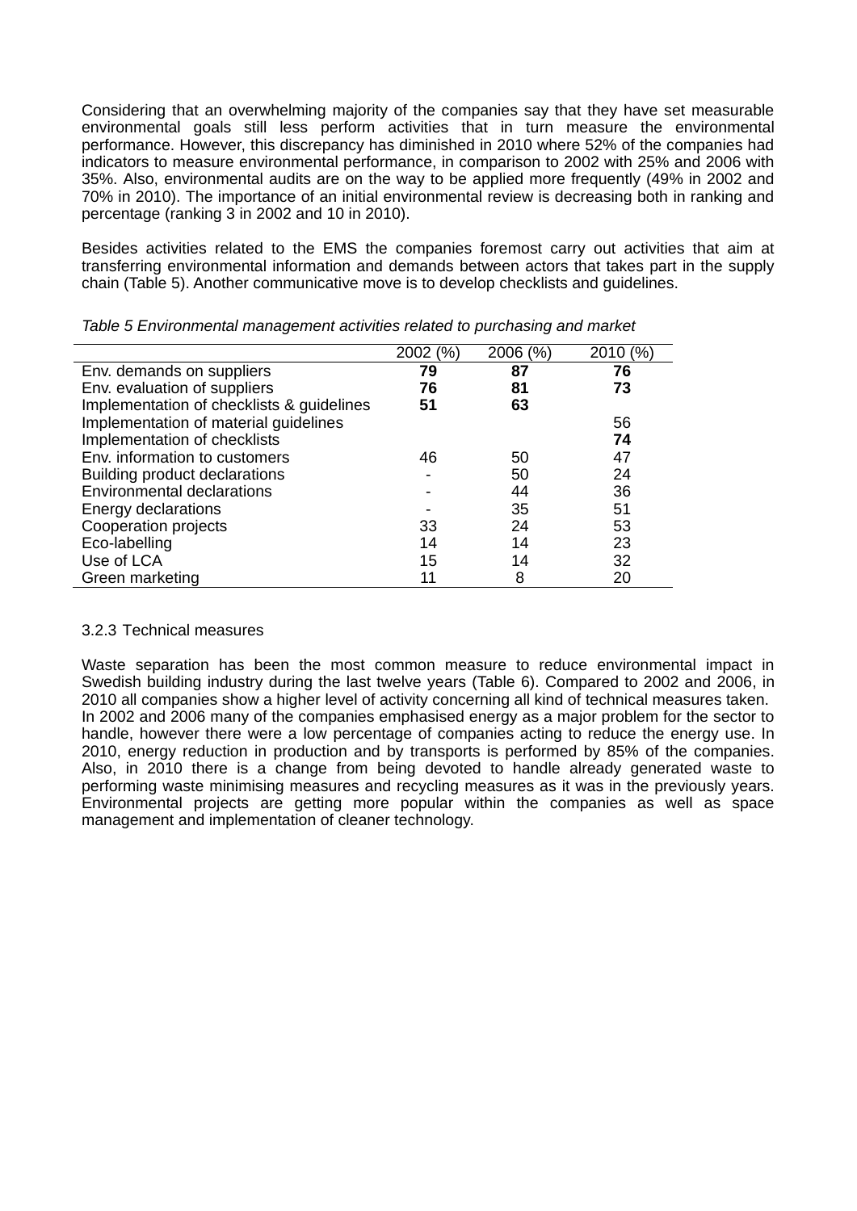Considering that an overwhelming majority of the companies say that they have set measurable environmental goals still less perform activities that in turn measure the environmental performance. However, this discrepancy has diminished in 2010 where 52% of the companies had indicators to measure environmental performance, in comparison to 2002 with 25% and 2006 with 35%. Also, environmental audits are on the way to be applied more frequently (49% in 2002 and 70% in 2010). The importance of an initial environmental review is decreasing both in ranking and percentage (ranking 3 in 2002 and 10 in 2010).

Besides activities related to the EMS the companies foremost carry out activities that aim at transferring environmental information and demands between actors that takes part in the supply chain (Table 5). Another communicative move is to develop checklists and guidelines.

*Table 5 Environmental management activities related to purchasing and market*

| | 2002 (%) | 2006 (%) | 2010 (%) |
|---|---|---|---|
| Env. demands on suppliers | **79** | **87** | **76** |
| Env. evaluation of suppliers | **76** | **81** | **73** |
| Implementation of checklists & guidelines | **51** | **63** | |
| Implementation of material guidelines | | | 56 |
| Implementation of checklists | | | **74** |
| Env. information to customers | 46 | 50 | 47 |
| Building product declarations | - | 50 | 24 |
| Environmental declarations | - | 44 | 36 |
| Energy declarations | - | 35 | 51 |
| Cooperation projects | 33 | 24 | 53 |
| Eco-labelling | 14 | 14 | 23 |
| Use of LCA | 15 | 14 | 32 |
| Green marketing | 11 | 8 | 20 |

### 3.2.3 Technical measures

Waste separation has been the most common measure to reduce environmental impact in Swedish building industry during the last twelve years (Table 6). Compared to 2002 and 2006, in 2010 all companies show a higher level of activity concerning all kind of technical measures taken. In 2002 and 2006 many of the companies emphasised energy as a major problem for the sector to handle, however there were a low percentage of companies acting to reduce the energy use. In 2010, energy reduction in production and by transports is performed by 85% of the companies. Also, in 2010 there is a change from being devoted to handle already generated waste to performing waste minimising measures and recycling measures as it was in the previously years. Environmental projects are getting more popular within the companies as well as space management and implementation of cleaner technology.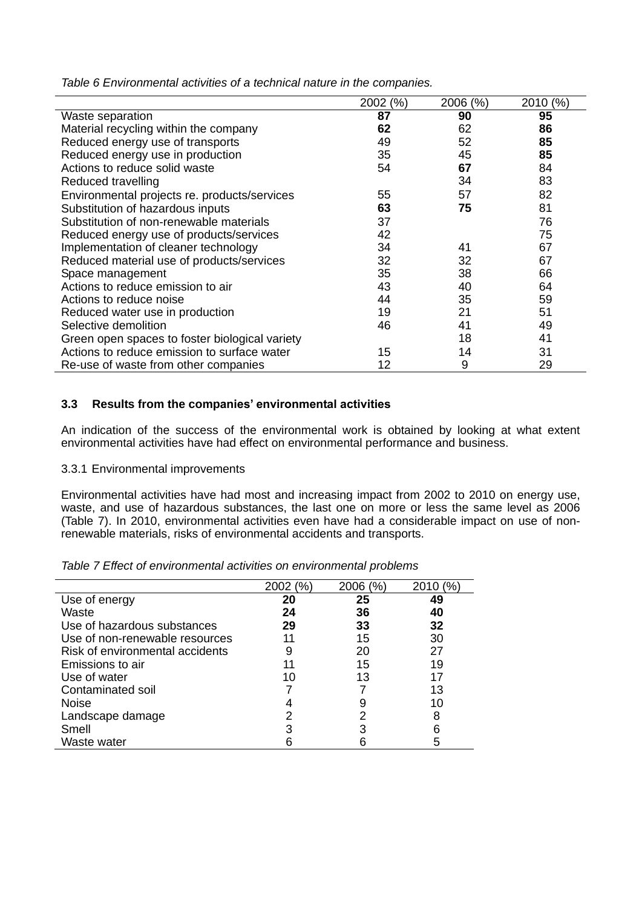*Table 6 Environmental activities of a technical nature in the companies.*

| | 2002 (%) | 2006 (%) | 2010 (%) |
|---|---|---|---|
| Waste separation | **87** | **90** | **95** |
| Material recycling within the company | **62** | 62 | **86** |
| Reduced energy use of transports | 49 | 52 | **85** |
| Reduced energy use in production | 35 | 45 | **85** |
| Actions to reduce solid waste | 54 | **67** | 84 |
| Reduced travelling | | 34 | 83 |
| Environmental projects re. products/services | 55 | 57 | 82 |
| Substitution of hazardous inputs | **63** | **75** | 81 |
| Substitution of non-renewable materials | 37 | | 76 |
| Reduced energy use of products/services | 42 | | 75 |
| Implementation of cleaner technology | 34 | 41 | 67 |
| Reduced material use of products/services | 32 | 32 | 67 |
| Space management | 35 | 38 | 66 |
| Actions to reduce emission to air | 43 | 40 | 64 |
| Actions to reduce noise | 44 | 35 | 59 |
| Reduced water use in production | 19 | 21 | 51 |
| Selective demolition | 46 | 41 | 49 |
| Green open spaces to foster biological variety | | 18 | 41 |
| Actions to reduce emission to surface water | 15 | 14 | 31 |
| Re-use of waste from other companies | 12 | 9 | 29 |

### 3.3 Results from the companies' environmental activities

An indication of the success of the environmental work is obtained by looking at what extent environmental activities have had effect on environmental performance and business.

#### 3.3.1 Environmental improvements

Environmental activities have had most and increasing impact from 2002 to 2010 on energy use, waste, and use of hazardous substances, the last one on more or less the same level as 2006 (Table 7). In 2010, environmental activities even have had a considerable impact on use of non-renewable materials, risks of environmental accidents and transports.

*Table 7 Effect of environmental activities on environmental problems*

| | 2002 (%) | 2006 (%) | 2010 (%) |
|---|---|---|---|
| Use of energy | **20** | **25** | **49** |
| Waste | **24** | **36** | **40** |
| Use of hazardous substances | **29** | **33** | **32** |
| Use of non-renewable resources | 11 | 15 | 30 |
| Risk of environmental accidents | 9 | 20 | 27 |
| Emissions to air | 11 | 15 | 19 |
| Use of water | 10 | 13 | 17 |
| Contaminated soil | 7 | 7 | 13 |
| Noise | 4 | 9 | 10 |
| Landscape damage | 2 | 2 | 8 |
| Smell | 3 | 3 | 6 |
| Waste water | 6 | 6 | 5 |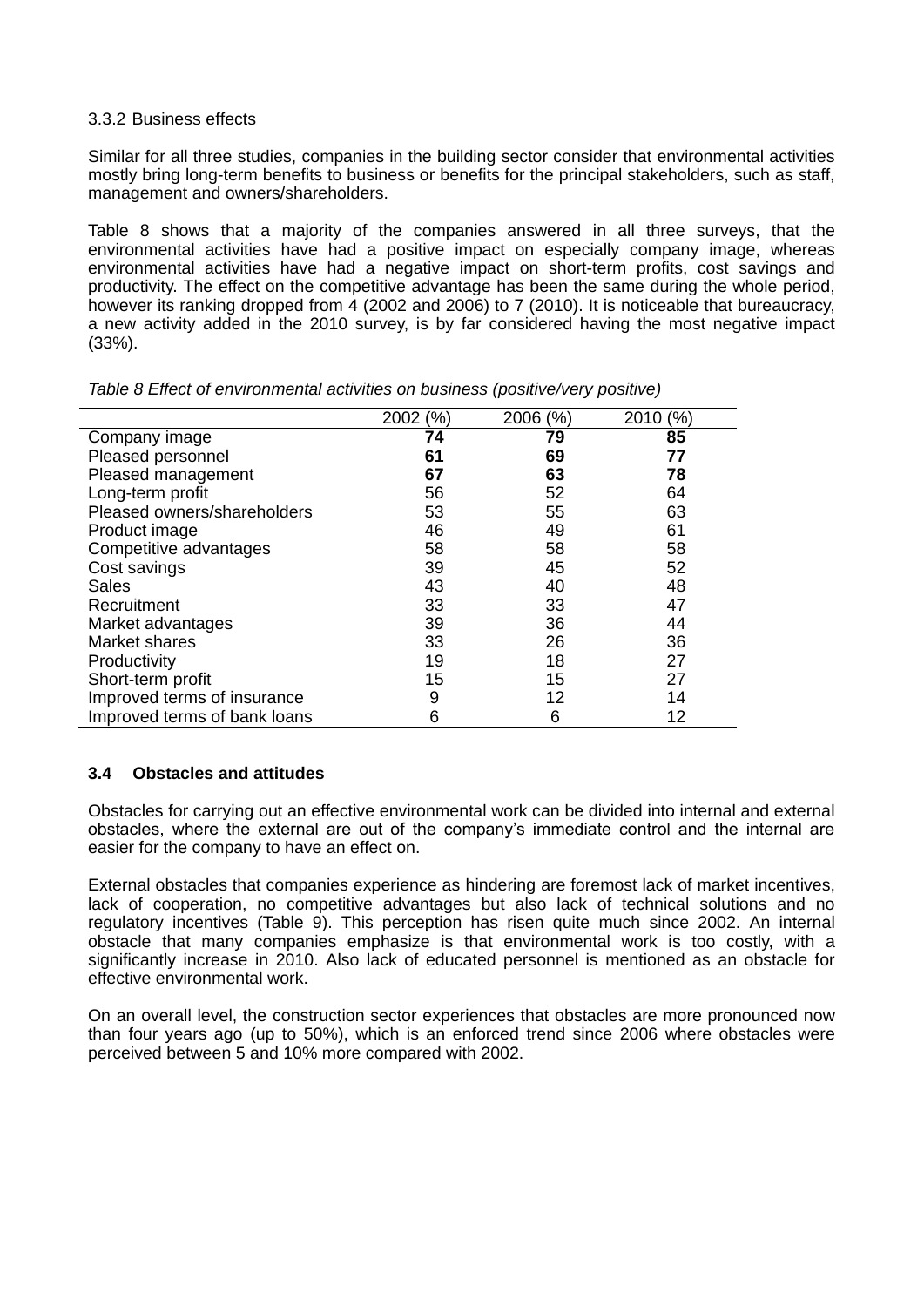### 3.3.2 Business effects

Similar for all three studies, companies in the building sector consider that environmental activities mostly bring long-term benefits to business or benefits for the principal stakeholders, such as staff, management and owners/shareholders.

Table 8 shows that a majority of the companies answered in all three surveys, that the environmental activities have had a positive impact on especially company image, whereas environmental activities have had a negative impact on short-term profits, cost savings and productivity. The effect on the competitive advantage has been the same during the whole period, however its ranking dropped from 4 (2002 and 2006) to 7 (2010). It is noticeable that bureaucracy, a new activity added in the 2010 survey, is by far considered having the most negative impact (33%).

*Table 8 Effect of environmental activities on business (positive/very positive)*

| | 2002 (%) | 2006 (%) | 2010 (%) |
|---|---|---|---|
| Company image | **74** | **79** | **85** |
| Pleased personnel | **61** | **69** | **77** |
| Pleased management | **67** | **63** | **78** |
| Long-term profit | 56 | 52 | 64 |
| Pleased owners/shareholders | 53 | 55 | 63 |
| Product image | 46 | 49 | 61 |
| Competitive advantages | 58 | 58 | 58 |
| Cost savings | 39 | 45 | 52 |
| Sales | 43 | 40 | 48 |
| Recruitment | 33 | 33 | 47 |
| Market advantages | 39 | 36 | 44 |
| Market shares | 33 | 26 | 36 |
| Productivity | 19 | 18 | 27 |
| Short-term profit | 15 | 15 | 27 |
| Improved terms of insurance | 9 | 12 | 14 |
| Improved terms of bank loans | 6 | 6 | 12 |

## 3.4 Obstacles and attitudes

Obstacles for carrying out an effective environmental work can be divided into internal and external obstacles, where the external are out of the company's immediate control and the internal are easier for the company to have an effect on.

External obstacles that companies experience as hindering are foremost lack of market incentives, lack of cooperation, no competitive advantages but also lack of technical solutions and no regulatory incentives (Table 9). This perception has risen quite much since 2002. An internal obstacle that many companies emphasize is that environmental work is too costly, with a significantly increase in 2010. Also lack of educated personnel is mentioned as an obstacle for effective environmental work.

On an overall level, the construction sector experiences that obstacles are more pronounced now than four years ago (up to 50%), which is an enforced trend since 2006 where obstacles were perceived between 5 and 10% more compared with 2002.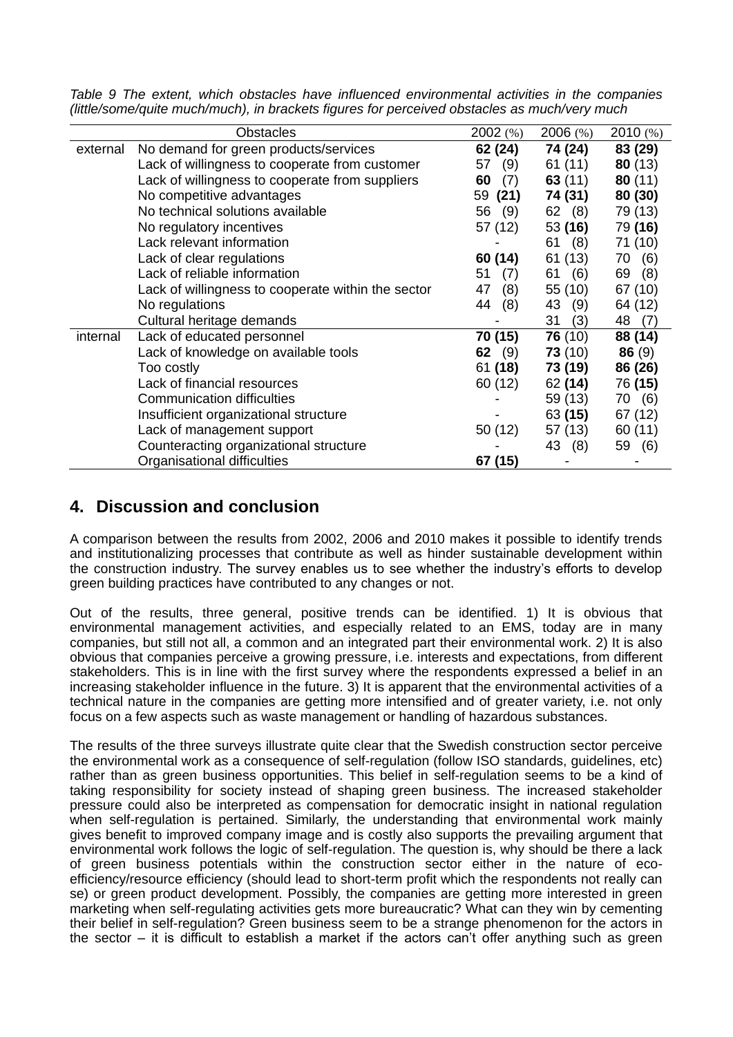*Table 9 The extent, which obstacles have influenced environmental activities in the companies (little/some/quite much/much), in brackets figures for perceived obstacles as much/very much*

| | Obstacles | 2002 (%) | 2006 (%) | 2010 (%) |
|---|---|---|---|---|
| external | No demand for green products/services | **62 (24)** | **74 (24)** | **83 (29)** |
| | Lack of willingness to cooperate from customer | 57 (9) | 61 (11) | **80** (13) |
| | Lack of willingness to cooperate from suppliers | **60** (7) | **63** (11) | **80** (11) |
| | No competitive advantages | 59 **(21)** | **74 (31)** | **80 (30)** |
| | No technical solutions available | 56 (9) | 62 (8) | 79 (13) |
| | No regulatory incentives | 57 (12) | 53 **(16)** | 79 **(16)** |
| | Lack relevant information | - | 61 (8) | 71 (10) |
| | Lack of clear regulations | **60 (14)** | 61 (13) | 70 (6) |
| | Lack of reliable information | 51 (7) | 61 (6) | 69 (8) |
| | Lack of willingness to cooperate within the sector | 47 (8) | 55 (10) | 67 (10) |
| | No regulations | 44 (8) | 43 (9) | 64 (12) |
| | Cultural heritage demands | - | 31 (3) | 48 (7) |
| internal | Lack of educated personnel | **70 (15)** | **76** (10) | **88 (14)** |
| | Lack of knowledge on available tools | **62** (9) | **73** (10) | **86** (9) |
| | Too costly | 61 **(18)** | **73 (19)** | **86 (26)** |
| | Lack of financial resources | 60 (12) | 62 **(14)** | 76 **(15)** |
| | Communication difficulties | - | 59 (13) | 70 (6) |
| | Insufficient organizational structure | - | 63 **(15)** | 67 (12) |
| | Lack of management support | 50 (12) | 57 (13) | 60 (11) |
| | Counteracting organizational structure | - | 43 (8) | 59 (6) |
| | Organisational difficulties | **67 (15)** | - | - |

## 4. Discussion and conclusion

A comparison between the results from 2002, 2006 and 2010 makes it possible to identify trends and institutionalizing processes that contribute as well as hinder sustainable development within the construction industry. The survey enables us to see whether the industry's efforts to develop green building practices have contributed to any changes or not.

Out of the results, three general, positive trends can be identified. 1) It is obvious that environmental management activities, and especially related to an EMS, today are in many companies, but still not all, a common and an integrated part their environmental work. 2) It is also obvious that companies perceive a growing pressure, i.e. interests and expectations, from different stakeholders. This is in line with the first survey where the respondents expressed a belief in an increasing stakeholder influence in the future. 3) It is apparent that the environmental activities of a technical nature in the companies are getting more intensified and of greater variety, i.e. not only focus on a few aspects such as waste management or handling of hazardous substances.

The results of the three surveys illustrate quite clear that the Swedish construction sector perceive the environmental work as a consequence of self-regulation (follow ISO standards, guidelines, etc) rather than as green business opportunities. This belief in self-regulation seems to be a kind of taking responsibility for society instead of shaping green business. The increased stakeholder pressure could also be interpreted as compensation for democratic insight in national regulation when self-regulation is pertained. Similarly, the understanding that environmental work mainly gives benefit to improved company image and is costly also supports the prevailing argument that environmental work follows the logic of self-regulation. The question is, why should be there a lack of green business potentials within the construction sector either in the nature of eco-efficiency/resource efficiency (should lead to short-term profit which the respondents not really can se) or green product development. Possibly, the companies are getting more interested in green marketing when self-regulating activities gets more bureaucratic? What can they win by cementing their belief in self-regulation? Green business seem to be a strange phenomenon for the actors in the sector – it is difficult to establish a market if the actors can't offer anything such as green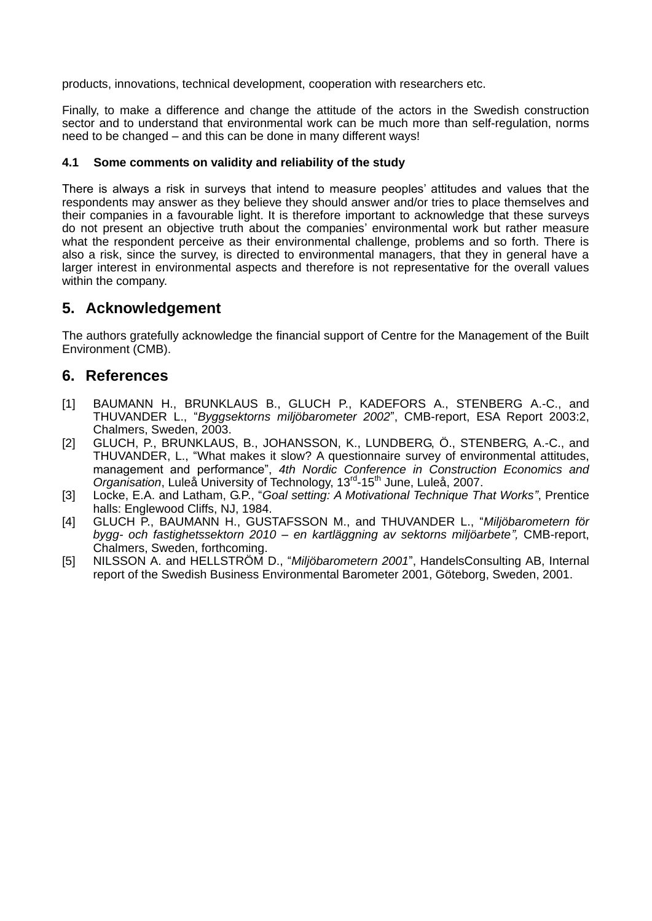products, innovations, technical development, cooperation with researchers etc.

Finally, to make a difference and change the attitude of the actors in the Swedish construction sector and to understand that environmental work can be much more than self-regulation, norms need to be changed – and this can be done in many different ways!

### 4.1 Some comments on validity and reliability of the study

There is always a risk in surveys that intend to measure peoples' attitudes and values that the respondents may answer as they believe they should answer and/or tries to place themselves and their companies in a favourable light. It is therefore important to acknowledge that these surveys do not present an objective truth about the companies' environmental work but rather measure what the respondent perceive as their environmental challenge, problems and so forth. There is also a risk, since the survey, is directed to environmental managers, that they in general have a larger interest in environmental aspects and therefore is not representative for the overall values within the company.

## 5. Acknowledgement

The authors gratefully acknowledge the financial support of Centre for the Management of the Built Environment (CMB).

## 6. References

[1] BAUMANN H., BRUNKLAUS B., GLUCH P., KADEFORS A., STENBERG A.-C., and THUVANDER L., "*Byggsektorns miljöbarometer 2002*", CMB-report, ESA Report 2003:2, Chalmers, Sweden, 2003.

[2] GLUCH, P., BRUNKLAUS, B., JOHANSSON, K., LUNDBERG, Ö., STENBERG, A.-C., and THUVANDER, L., "What makes it slow? A questionnaire survey of environmental attitudes, management and performance", *4th Nordic Conference in Construction Economics and Organisation*, Luleå University of Technology, 13rd-15th June, Luleå, 2007.

[3] Locke, E.A. and Latham, G.P., "*Goal setting: A Motivational Technique That Works"*, Prentice halls: Englewood Cliffs, NJ, 1984.

[4] GLUCH P., BAUMANN H., GUSTAFSSON M., and THUVANDER L., "*Miljöbarometern för bygg- och fastighetssektorn 2010 – en kartläggning av sektorns miljöarbete",* CMB-report, Chalmers, Sweden, forthcoming.

[5] NILSSON A. and HELLSTRÖM D., "*Miljöbarometern 2001*", HandelsConsulting AB, Internal report of the Swedish Business Environmental Barometer 2001, Göteborg, Sweden, 2001.